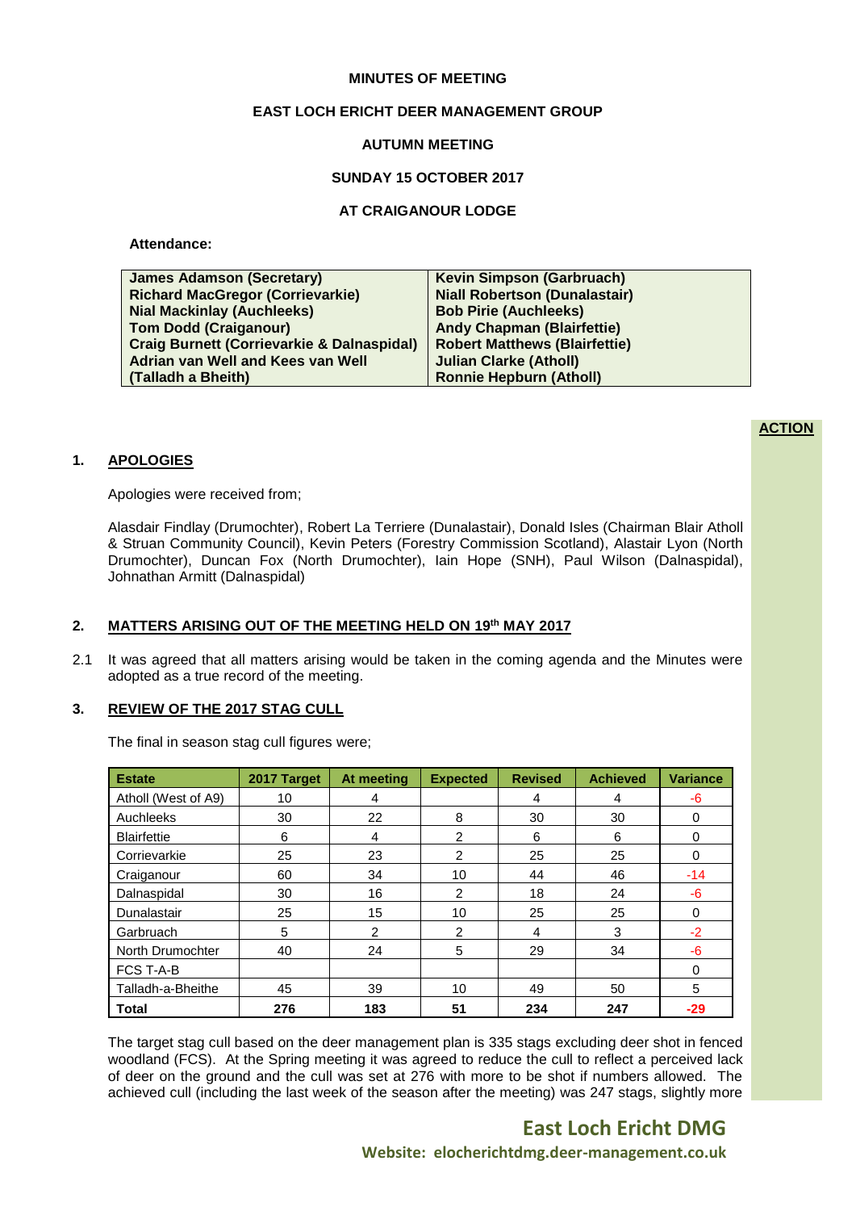**MINUTES OF MEETING**

**EAST LOCH ERICHT DEER MANAGEMENT GROUP**

**AUTUMN MEETING**

**SUNDAY 15 OCTOBER 2017**

**AT CRAIGANOUR LODGE**

**Attendance:**

| | |
|---|---|
| **James Adamson (Secretary)** | **Kevin Simpson (Garbruach)** |
| **Richard MacGregor (Corrievarkie)** | **Niall Robertson (Dunalastair)** |
| **Nial Mackinlay (Auchleeks)** | **Bob Pirie (Auchleeks)** |
| **Tom Dodd (Craiganour)** | **Andy Chapman (Blairfettie)** |
| **Craig Burnett (Corrievarkie & Dalnaspidal)** | **Robert Matthews (Blairfettie)** |
| **Adrian van Well and Kees van Well (Talladh a Bheith)** | **Julian Clarke (Atholl)** |
| | **Ronnie Hepburn (Atholl)** |

**ACTION**

## 1. APOLOGIES

Apologies were received from;

Alasdair Findlay (Drumochter), Robert La Terriere (Dunalastair), Donald Isles (Chairman Blair Atholl & Struan Community Council), Kevin Peters (Forestry Commission Scotland), Alastair Lyon (North Drumochter), Duncan Fox (North Drumochter), Iain Hope (SNH), Paul Wilson (Dalnaspidal), Johnathan Armitt (Dalnaspidal)

## 2. MATTERS ARISING OUT OF THE MEETING HELD ON 19th MAY 2017

2.1 It was agreed that all matters arising would be taken in the coming agenda and the Minutes were adopted as a true record of the meeting.

## 3. REVIEW OF THE 2017 STAG CULL

The final in season stag cull figures were;

| Estate | 2017 Target | At meeting | Expected | Revised | Achieved | Variance |
|---|---|---|---|---|---|---|
| Atholl (West of A9) | 10 | 4 | | 4 | 4 | -6 |
| Auchleeks | 30 | 22 | 8 | 30 | 30 | 0 |
| Blairfettie | 6 | 4 | 2 | 6 | 6 | 0 |
| Corrievarkie | 25 | 23 | 2 | 25 | 25 | 0 |
| Craiganour | 60 | 34 | 10 | 44 | 46 | -14 |
| Dalnaspidal | 30 | 16 | 2 | 18 | 24 | -6 |
| Dunalastair | 25 | 15 | 10 | 25 | 25 | 0 |
| Garbruach | 5 | 2 | 2 | 4 | 3 | -2 |
| North Drumochter | 40 | 24 | 5 | 29 | 34 | -6 |
| FCS T-A-B | | | | | | 0 |
| Talladh-a-Bheithe | 45 | 39 | 10 | 49 | 50 | 5 |
| **Total** | **276** | **183** | **51** | **234** | **247** | **-29** |

The target stag cull based on the deer management plan is 335 stags excluding deer shot in fenced woodland (FCS). At the Spring meeting it was agreed to reduce the cull to reflect a perceived lack of deer on the ground and the cull was set at 276 with more to be shot if numbers allowed. The achieved cull (including the last week of the season after the meeting) was 247 stags, slightly more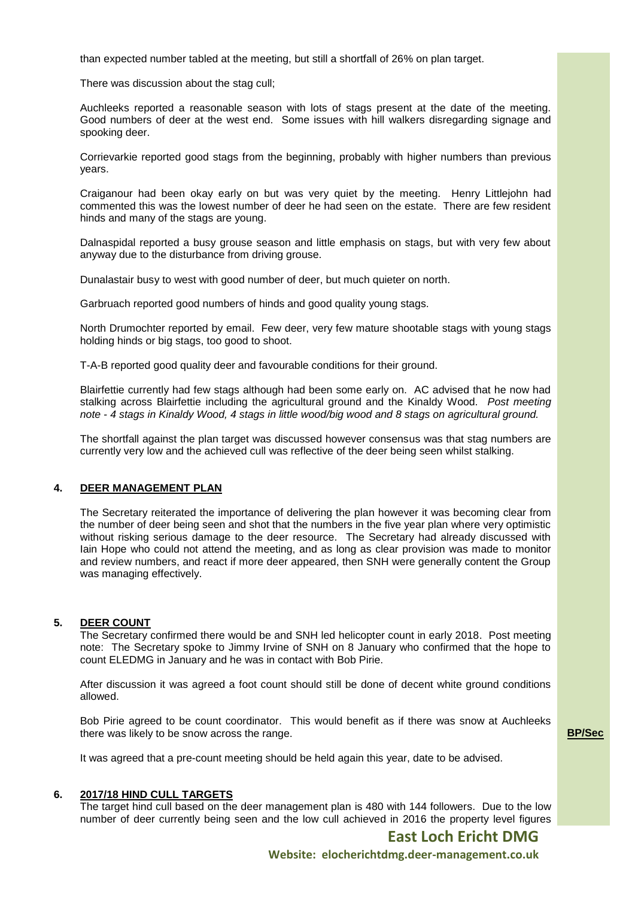than expected number tabled at the meeting, but still a shortfall of 26% on plan target.

There was discussion about the stag cull;

Auchleeks reported a reasonable season with lots of stags present at the date of the meeting. Good numbers of deer at the west end. Some issues with hill walkers disregarding signage and spooking deer.

Corrievarkie reported good stags from the beginning, probably with higher numbers than previous years.

Craiganour had been okay early on but was very quiet by the meeting. Henry Littlejohn had commented this was the lowest number of deer he had seen on the estate. There are few resident hinds and many of the stags are young.

Dalnaspidal reported a busy grouse season and little emphasis on stags, but with very few about anyway due to the disturbance from driving grouse.

Dunalastair busy to west with good number of deer, but much quieter on north.

Garbruach reported good numbers of hinds and good quality young stags.

North Drumochter reported by email. Few deer, very few mature shootable stags with young stags holding hinds or big stags, too good to shoot.

T-A-B reported good quality deer and favourable conditions for their ground.

Blairfettie currently had few stags although had been some early on. AC advised that he now had stalking across Blairfettie including the agricultural ground and the Kinaldy Wood. *Post meeting note - 4 stags in Kinaldy Wood, 4 stags in little wood/big wood and 8 stags on agricultural ground.*

The shortfall against the plan target was discussed however consensus was that stag numbers are currently very low and the achieved cull was reflective of the deer being seen whilst stalking.

## 4. DEER MANAGEMENT PLAN

The Secretary reiterated the importance of delivering the plan however it was becoming clear from the number of deer being seen and shot that the numbers in the five year plan where very optimistic without risking serious damage to the deer resource. The Secretary had already discussed with Iain Hope who could not attend the meeting, and as long as clear provision was made to monitor and review numbers, and react if more deer appeared, then SNH were generally content the Group was managing effectively.

## 5. DEER COUNT

The Secretary confirmed there would be and SNH led helicopter count in early 2018. Post meeting note: The Secretary spoke to Jimmy Irvine of SNH on 8 January who confirmed that the hope to count ELEDMG in January and he was in contact with Bob Pirie.

After discussion it was agreed a foot count should still be done of decent white ground conditions allowed.

Bob Pirie agreed to be count coordinator. This would benefit as if there was snow at Auchleeks there was likely to be snow across the range. **BP/Sec**

It was agreed that a pre-count meeting should be held again this year, date to be advised.

## 6. 2017/18 HIND CULL TARGETS

The target hind cull based on the deer management plan is 480 with 144 followers. Due to the low number of deer currently being seen and the low cull achieved in 2016 the property level figures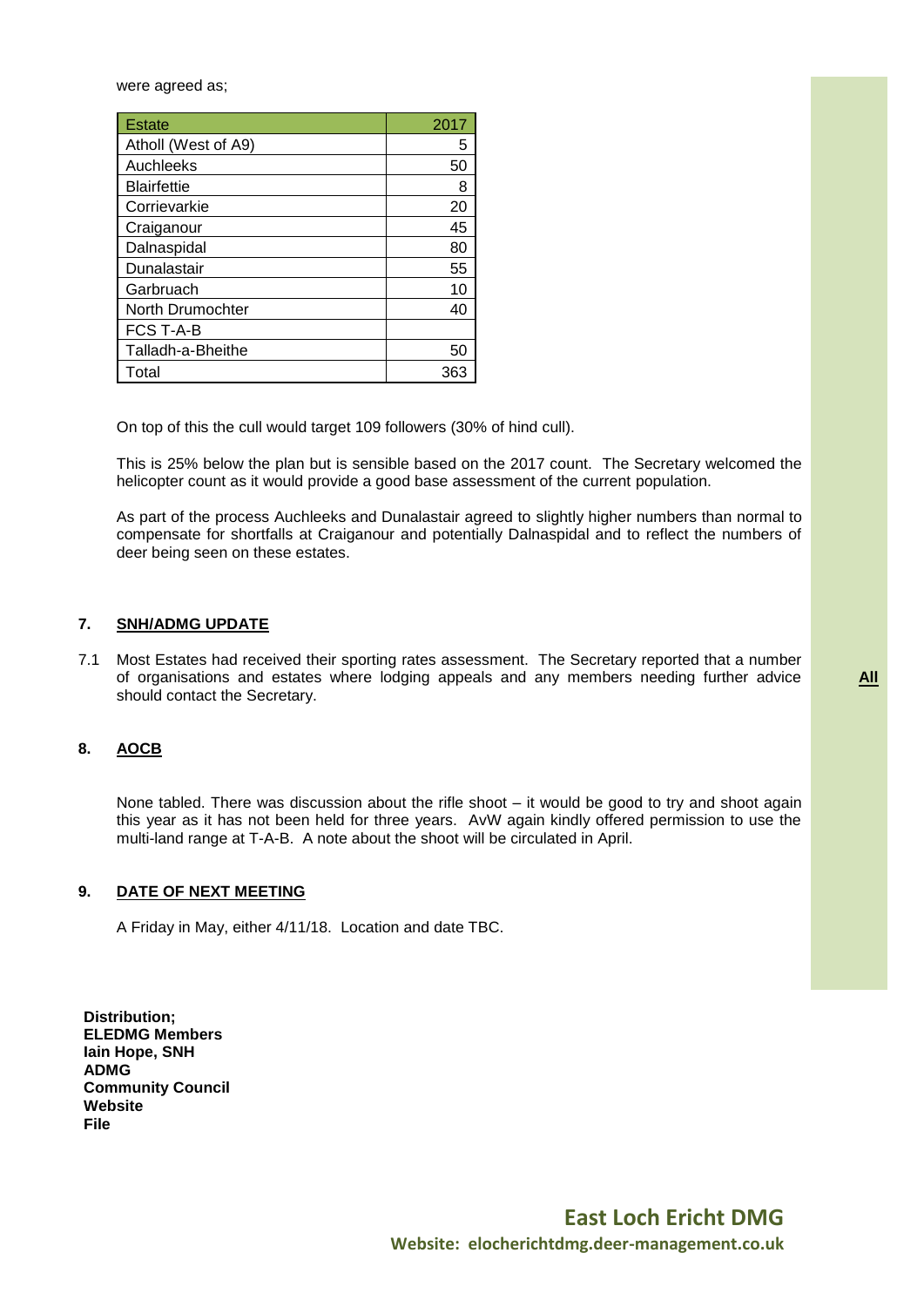were agreed as;

| Estate | 2017 |
|---|---|
| Atholl (West of A9) | 5 |
| Auchleeks | 50 |
| Blairfettie | 8 |
| Corrievarkie | 20 |
| Craiganour | 45 |
| Dalnaspidal | 80 |
| Dunalastair | 55 |
| Garbruach | 10 |
| North Drumochter | 40 |
| FCS T-A-B | |
| Talladh-a-Bheithe | 50 |
| Total | 363 |

On top of this the cull would target 109 followers (30% of hind cull).

This is 25% below the plan but is sensible based on the 2017 count. The Secretary welcomed the helicopter count as it would provide a good base assessment of the current population.

As part of the process Auchleeks and Dunalastair agreed to slightly higher numbers than normal to compensate for shortfalls at Craiganour and potentially Dalnaspidal and to reflect the numbers of deer being seen on these estates.

## 7. SNH/ADMG UPDATE

7.1 Most Estates had received their sporting rates assessment. The Secretary reported that a number of organisations and estates where lodging appeals and any members needing further advice should contact the Secretary. **All**

## 8. AOCB

None tabled. There was discussion about the rifle shoot – it would be good to try and shoot again this year as it has not been held for three years. AvW again kindly offered permission to use the multi-land range at T-A-B. A note about the shoot will be circulated in April.

## 9. DATE OF NEXT MEETING

A Friday in May, either 4/11/18. Location and date TBC.

**Distribution;**
**ELEDMG Members**
**Iain Hope, SNH**
**ADMG**
**Community Council**
**Website**
**File**

**East Loch Ericht DMG**
**Website: elocherichtdmg.deer-management.co.uk**